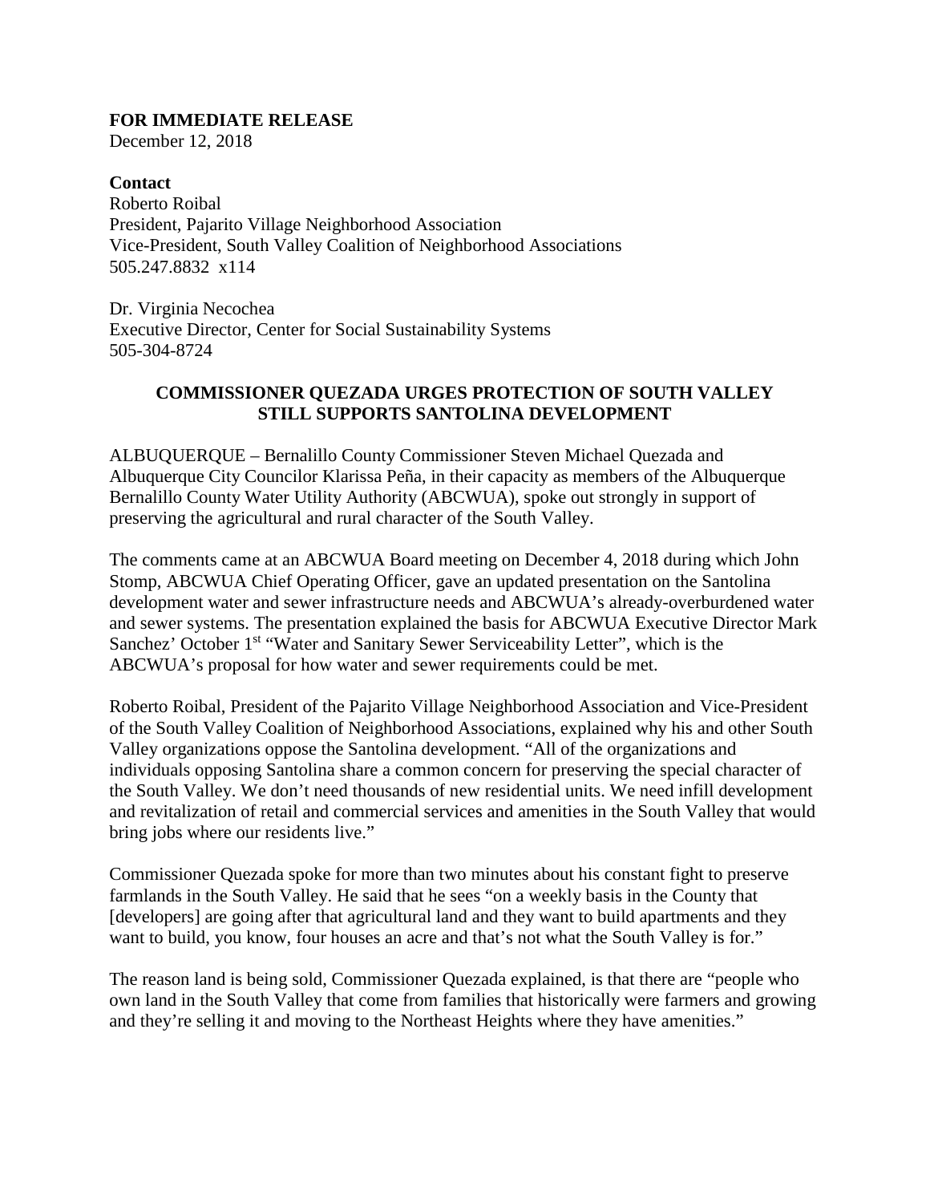**FOR IMMEDIATE RELEASE**
December 12, 2018

**Contact**
Roberto Roibal
President, Pajarito Village Neighborhood Association
Vice-President, South Valley Coalition of Neighborhood Associations
505.247.8832 x114

Dr. Virginia Necochea
Executive Director, Center for Social Sustainability Systems
505-304-8724

## COMMISSIONER QUEZADA URGES PROTECTION OF SOUTH VALLEY STILL SUPPORTS SANTOLINA DEVELOPMENT

ALBUQUERQUE – Bernalillo County Commissioner Steven Michael Quezada and Albuquerque City Councilor Klarissa Peña, in their capacity as members of the Albuquerque Bernalillo County Water Utility Authority (ABCWUA), spoke out strongly in support of preserving the agricultural and rural character of the South Valley.

The comments came at an ABCWUA Board meeting on December 4, 2018 during which John Stomp, ABCWUA Chief Operating Officer, gave an updated presentation on the Santolina development water and sewer infrastructure needs and ABCWUA's already-overburdened water and sewer systems. The presentation explained the basis for ABCWUA Executive Director Mark Sanchez' October 1st "Water and Sanitary Sewer Serviceability Letter", which is the ABCWUA's proposal for how water and sewer requirements could be met.

Roberto Roibal, President of the Pajarito Village Neighborhood Association and Vice-President of the South Valley Coalition of Neighborhood Associations, explained why his and other South Valley organizations oppose the Santolina development. "All of the organizations and individuals opposing Santolina share a common concern for preserving the special character of the South Valley. We don't need thousands of new residential units. We need infill development and revitalization of retail and commercial services and amenities in the South Valley that would bring jobs where our residents live."

Commissioner Quezada spoke for more than two minutes about his constant fight to preserve farmlands in the South Valley. He said that he sees "on a weekly basis in the County that [developers] are going after that agricultural land and they want to build apartments and they want to build, you know, four houses an acre and that's not what the South Valley is for."

The reason land is being sold, Commissioner Quezada explained, is that there are "people who own land in the South Valley that come from families that historically were farmers and growing and they're selling it and moving to the Northeast Heights where they have amenities."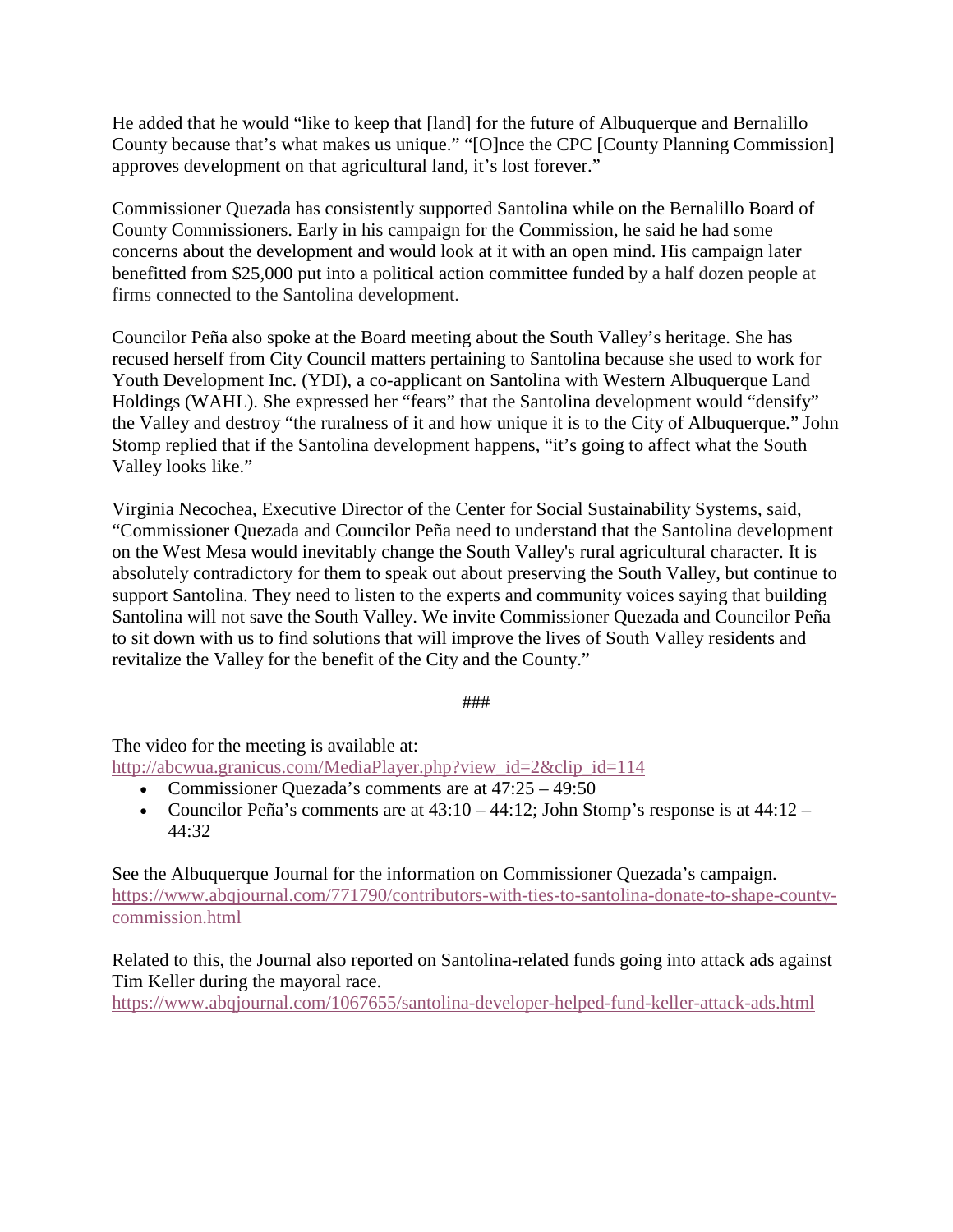He added that he would "like to keep that [land] for the future of Albuquerque and Bernalillo County because that's what makes us unique." "[O]nce the CPC [County Planning Commission] approves development on that agricultural land, it's lost forever."

Commissioner Quezada has consistently supported Santolina while on the Bernalillo Board of County Commissioners. Early in his campaign for the Commission, he said he had some concerns about the development and would look at it with an open mind. His campaign later benefitted from $25,000 put into a political action committee funded by a half dozen people at firms connected to the Santolina development.

Councilor Peña also spoke at the Board meeting about the South Valley's heritage. She has recused herself from City Council matters pertaining to Santolina because she used to work for Youth Development Inc. (YDI), a co-applicant on Santolina with Western Albuquerque Land Holdings (WAHL). She expressed her "fears" that the Santolina development would "densify" the Valley and destroy "the ruralness of it and how unique it is to the City of Albuquerque." John Stomp replied that if the Santolina development happens, "it's going to affect what the South Valley looks like."

Virginia Necochea, Executive Director of the Center for Social Sustainability Systems, said, "Commissioner Quezada and Councilor Peña need to understand that the Santolina development on the West Mesa would inevitably change the South Valley's rural agricultural character. It is absolutely contradictory for them to speak out about preserving the South Valley, but continue to support Santolina. They need to listen to the experts and community voices saying that building Santolina will not save the South Valley. We invite Commissioner Quezada and Councilor Peña to sit down with us to find solutions that will improve the lives of South Valley residents and revitalize the Valley for the benefit of the City and the County."

###

The video for the meeting is available at:
http://abcwua.granicus.com/MediaPlayer.php?view_id=2&clip_id=114

- Commissioner Quezada's comments are at 47:25 – 49:50
- Councilor Peña's comments are at 43:10 – 44:12; John Stomp's response is at 44:12 – 44:32

See the Albuquerque Journal for the information on Commissioner Quezada's campaign.
https://www.abqjournal.com/771790/contributors-with-ties-to-santolina-donate-to-shape-county-commission.html

Related to this, the Journal also reported on Santolina-related funds going into attack ads against Tim Keller during the mayoral race.
https://www.abqjournal.com/1067655/santolina-developer-helped-fund-keller-attack-ads.html